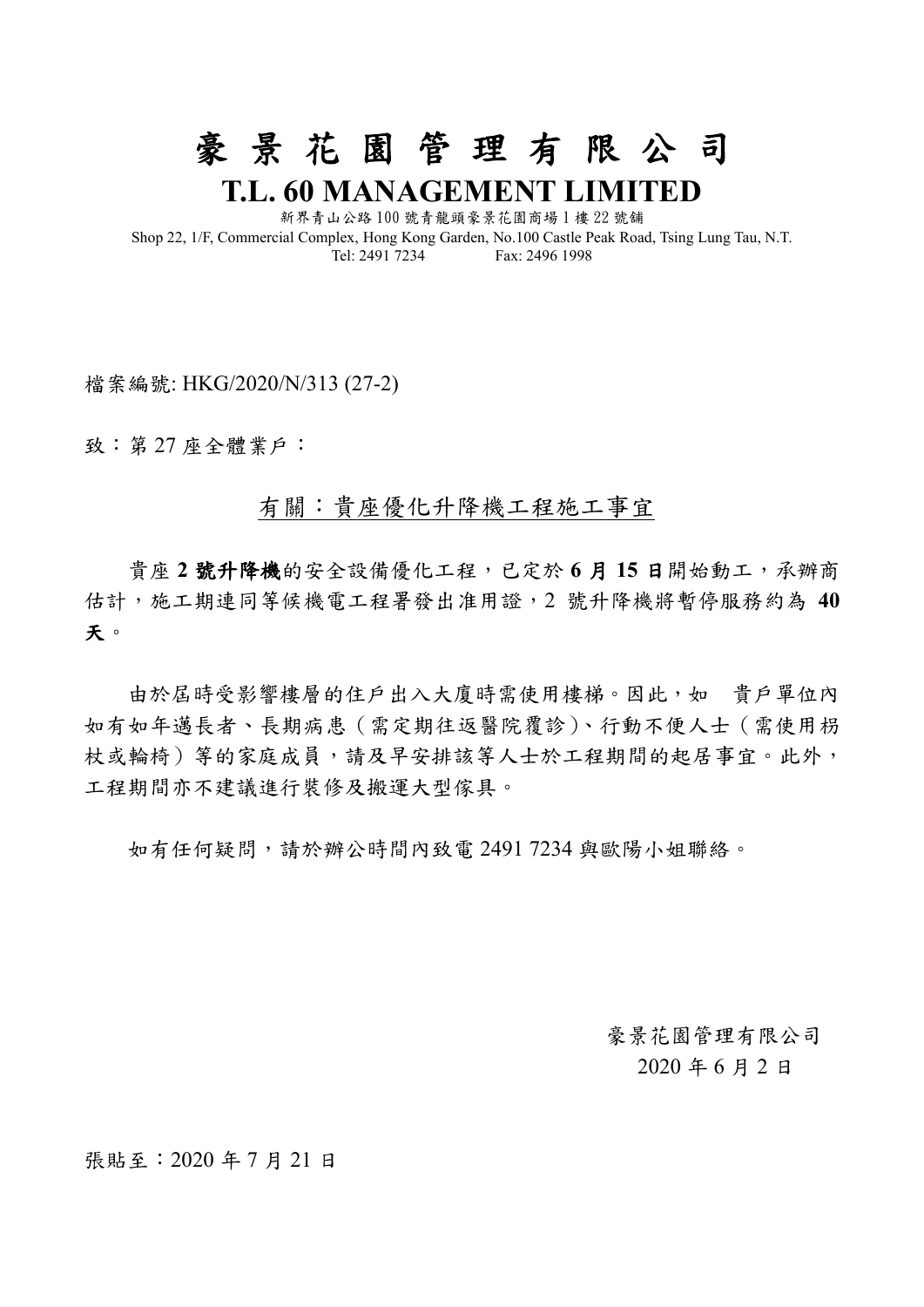# 豪 景 花 園 管 理 有 限 公 司

## T.L. 60 MANAGEMENT LIMITED

新界青山公路 100 號青龍頭豪景花園商場 1 樓 22 號舖
Shop 22, 1/F, Commercial Complex, Hong Kong Garden, No.100 Castle Peak Road, Tsing Lung Tau, N.T.
Tel: 2491 7234　　　　Fax: 2496 1998

檔案編號: HKG/2020/N/313 (27-2)

致：第 27 座全體業戶：

有關：貴座優化升降機工程施工事宜

貴座 **2 號升降機**的安全設備優化工程，已定於 **6 月 15 日**開始動工，承辦商估計，施工期連同等候機電工程署發出准用證，2 號升降機將暫停服務約為 **40 天**。

由於屆時受影響樓層的住戶出入大廈時需使用樓梯。因此，如　貴戶單位內如有如年邁長者、長期病患（需定期往返醫院覆診）、行動不便人士（需使用枴杖或輪椅）等的家庭成員，請及早安排該等人士於工程期間的起居事宜。此外，工程期間亦不建議進行裝修及搬運大型傢具。

如有任何疑問，請於辦公時間內致電 2491 7234 與歐陽小姐聯絡。

豪景花園管理有限公司
2020 年 6 月 2 日

張貼至：2020 年 7 月 21 日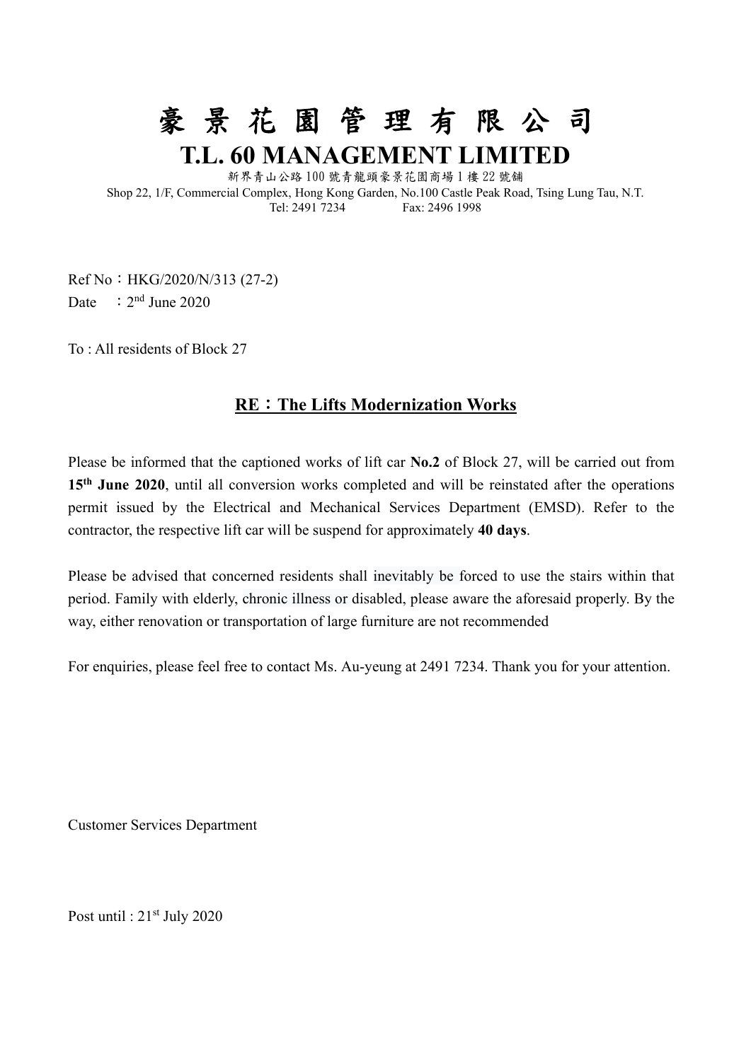# 豪 景 花 園 管 理 有 限 公 司

# T.L. 60 MANAGEMENT LIMITED

新界青山公路 100 號青龍頭豪景花園商場 1 樓 22 號鋪

Shop 22, 1/F, Commercial Complex, Hong Kong Garden, No.100 Castle Peak Road, Tsing Lung Tau, N.T.

Tel: 2491 7234 Fax: 2496 1998

Ref No：HKG/2020/N/313 (27-2)

Date ：2nd June 2020

To : All residents of Block 27

## RE：The Lifts Modernization Works

Please be informed that the captioned works of lift car **No.2** of Block 27, will be carried out from **15th June 2020**, until all conversion works completed and will be reinstated after the operations permit issued by the Electrical and Mechanical Services Department (EMSD). Refer to the contractor, the respective lift car will be suspend for approximately **40 days**.

Please be advised that concerned residents shall inevitably be forced to use the stairs within that period. Family with elderly, chronic illness or disabled, please aware the aforesaid properly. By the way, either renovation or transportation of large furniture are not recommended

For enquiries, please feel free to contact Ms. Au-yeung at 2491 7234. Thank you for your attention.

Customer Services Department

Post until : 21st July 2020